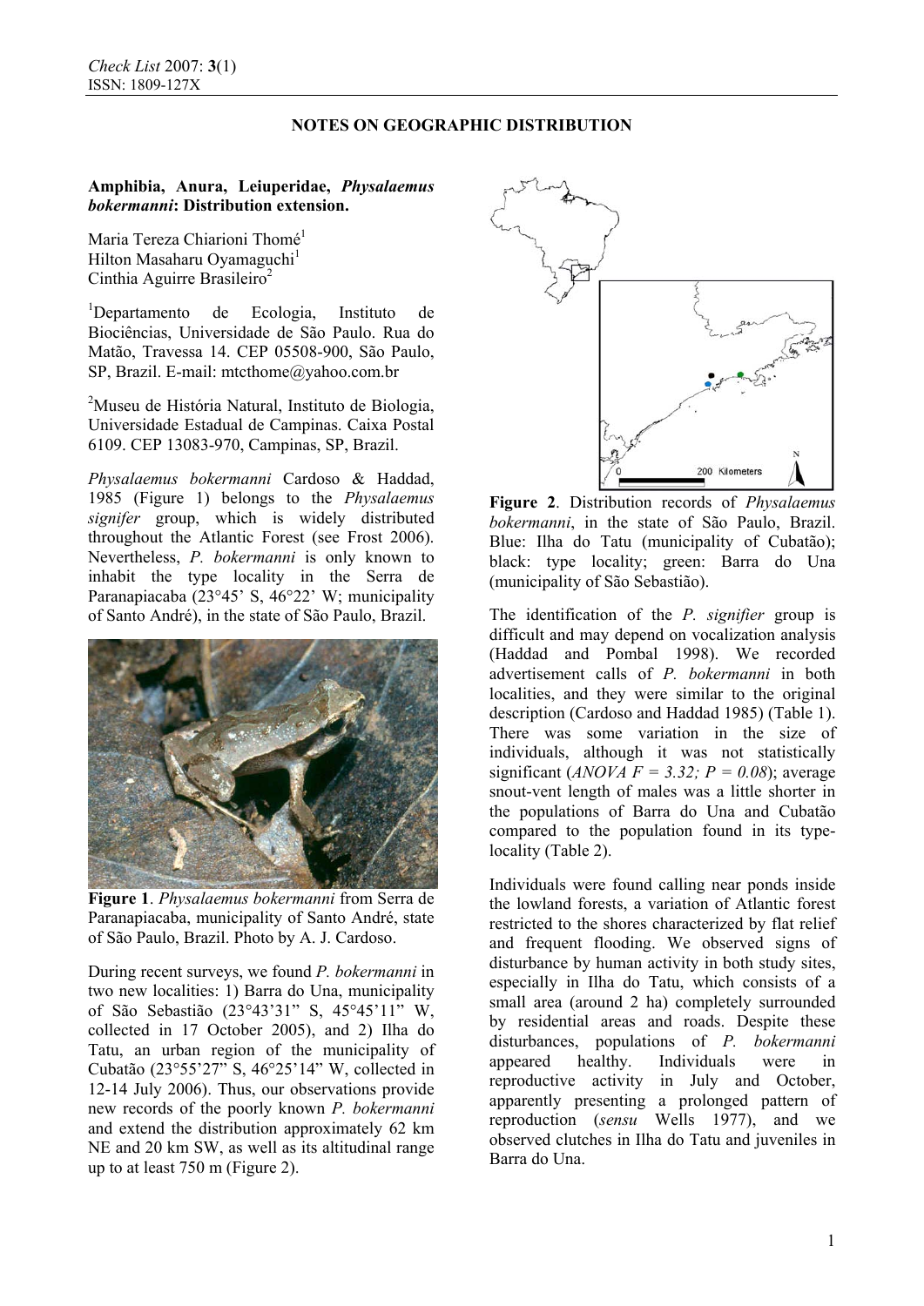## NOTES ON GEOGRAPHIC DISTRIBUTION

**Amphibia, Anura, Leiuperidae, *Physalaemus bokermanni*: Distribution extension.**

Maria Tereza Chiarioni Thomé[1]
Hilton Masaharu Oyamaguchi[1]
Cinthia Aguirre Brasileiro[2]

[1]Departamento de Ecologia, Instituto de Biociências, Universidade de São Paulo. Rua do Matão, Travessa 14. CEP 05508-900, São Paulo, SP, Brazil. E-mail: mtcthome@yahoo.com.br

[2]Museu de História Natural, Instituto de Biologia, Universidade Estadual de Campinas. Caixa Postal 6109. CEP 13083-970, Campinas, SP, Brazil.

*Physalaemus bokermanni* Cardoso & Haddad, 1985 (Figure 1) belongs to the *Physalaemus signifer* group, which is widely distributed throughout the Atlantic Forest (see Frost 2006). Nevertheless, *P. bokermanni* is only known to inhabit the type locality in the Serra de Paranapiacaba (23°45' S, 46°22' W; municipality of Santo André), in the state of São Paulo, Brazil.

**Figure 1**. *Physalaemus bokermanni* from Serra de Paranapiacaba, municipality of Santo André, state of São Paulo, Brazil. Photo by A. J. Cardoso.

During recent surveys, we found *P. bokermanni* in two new localities: 1) Barra do Una, municipality of São Sebastião (23°43'31" S, 45°45'11" W, collected in 17 October 2005), and 2) Ilha do Tatu, an urban region of the municipality of Cubatão (23°55'27" S, 46°25'14" W, collected in 12-14 July 2006). Thus, our observations provide new records of the poorly known *P. bokermanni* and extend the distribution approximately 62 km NE and 20 km SW, as well as its altitudinal range up to at least 750 m (Figure 2).

**Figure 2**. Distribution records of *Physalaemus bokermanni*, in the state of São Paulo, Brazil. Blue: Ilha do Tatu (municipality of Cubatão); black: type locality; green: Barra do Una (municipality of São Sebastião).

The identification of the *P. signifier* group is difficult and may depend on vocalization analysis (Haddad and Pombal 1998). We recorded advertisement calls of *P. bokermanni* in both localities, and they were similar to the original description (Cardoso and Haddad 1985) (Table 1). There was some variation in the size of individuals, although it was not statistically significant (*ANOVA* $F = 3.32$; $P = 0.08$); average snout-vent length of males was a little shorter in the populations of Barra do Una and Cubatão compared to the population found in its type-locality (Table 2).

Individuals were found calling near ponds inside the lowland forests, a variation of Atlantic forest restricted to the shores characterized by flat relief and frequent flooding. We observed signs of disturbance by human activity in both study sites, especially in Ilha do Tatu, which consists of a small area (around 2 ha) completely surrounded by residential areas and roads. Despite these disturbances, populations of *P. bokermanni* appeared healthy. Individuals were in reproductive activity in July and October, apparently presenting a prolonged pattern of reproduction (*sensu* Wells 1977), and we observed clutches in Ilha do Tatu and juveniles in Barra do Una.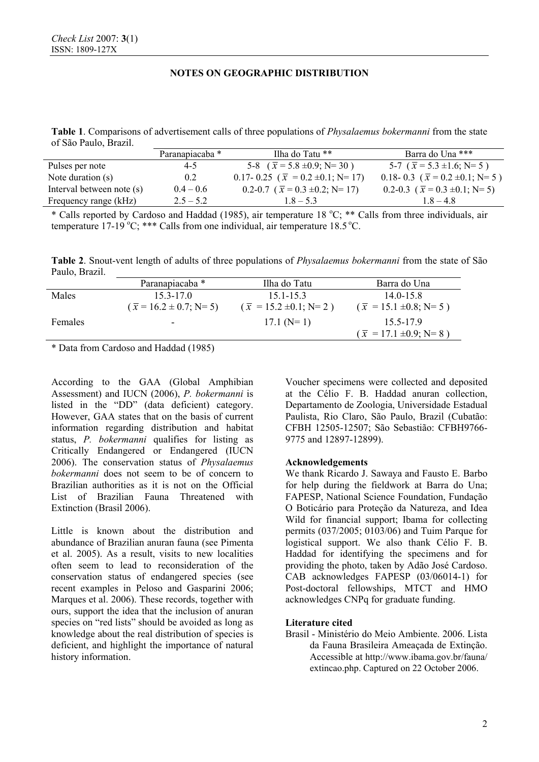## NOTES ON GEOGRAPHIC DISTRIBUTION

**Table 1**. Comparisons of advertisement calls of three populations of *Physalaemus bokermanni* from the state of São Paulo, Brazil.

| | Paranapiacaba * | Ilha do Tatu ** | Barra do Una *** |
|---|---|---|---|
| Pulses per note | 4-5 | 5-8 ($\bar{x}$ = 5.8 ±0.9; N= 30) | 5-7 ($\bar{x}$ = 5.3 ±1.6; N= 5) |
| Note duration (s) | 0.2 | 0.17- 0.25 ($\bar{x}$ = 0.2 ±0.1; N= 17) | 0.18- 0.3 ($\bar{x}$ = 0.2 ±0.1; N= 5) |
| Interval between note (s) | 0.4 – 0.6 | 0.2-0.7 ($\bar{x}$ = 0.3 ±0.2; N= 17) | 0.2-0.3 ($\bar{x}$ = 0.3 ±0.1; N= 5) |
| Frequency range (kHz) | 2.5 – 5.2 | 1.8 – 5.3 | 1.8 – 4.8 |

\* Calls reported by Cardoso and Haddad (1985), air temperature 18 °C; ** Calls from three individuals, air temperature 17-19 °C; *** Calls from one individual, air temperature 18.5 °C.

**Table 2**. Snout-vent length of adults of three populations of *Physalaemus bokermanni* from the state of São Paulo, Brazil.

| | Paranapiacaba * | Ilha do Tatu | Barra do Una |
|---|---|---|---|
| Males | 15.3-17.0 ($\bar{x}$ = 16.2 ± 0.7; N= 5) | 15.1-15.3 ($\bar{x}$ = 15.2 ±0.1; N= 2) | 14.0-15.8 ($\bar{x}$ = 15.1 ±0.8; N= 5) |
| Females | - | 17.1 (N= 1) | 15.5-17.9 ($\bar{x}$ = 17.1 ±0.9; N= 8) |

\* Data from Cardoso and Haddad (1985)

According to the GAA (Global Amphibian Assessment) and IUCN (2006), *P. bokermanni* is listed in the "DD" (data deficient) category. However, GAA states that on the basis of current information regarding distribution and habitat status, *P. bokermanni* qualifies for listing as Critically Endangered or Endangered (IUCN 2006). The conservation status of *Physalaemus bokermanni* does not seem to be of concern to Brazilian authorities as it is not on the Official List of Brazilian Fauna Threatened with Extinction (Brasil 2006).

Little is known about the distribution and abundance of Brazilian anuran fauna (see Pimenta et al. 2005). As a result, visits to new localities often seem to lead to reconsideration of the conservation status of endangered species (see recent examples in Peloso and Gasparini 2006; Marques et al. 2006). These records, together with ours, support the idea that the inclusion of anuran species on "red lists" should be avoided as long as knowledge about the real distribution of species is deficient, and highlight the importance of natural history information.

Voucher specimens were collected and deposited at the Célio F. B. Haddad anuran collection, Departamento de Zoologia, Universidade Estadual Paulista, Rio Claro, São Paulo, Brazil (Cubatão: CFBH 12505-12507; São Sebastião: CFBH9766-9775 and 12897-12899).

**Acknowledgements**

We thank Ricardo J. Sawaya and Fausto E. Barbo for help during the fieldwork at Barra do Una; FAPESP, National Science Foundation, Fundação O Boticário para Proteção da Natureza, and Idea Wild for financial support; Ibama for collecting permits (037/2005; 0103/06) and Tuim Parque for logistical support. We also thank Célio F. B. Haddad for identifying the specimens and for providing the photo, taken by Adão José Cardoso. CAB acknowledges FAPESP (03/06014-1) for Post-doctoral fellowships, MTCT and HMO acknowledges CNPq for graduate funding.

**Literature cited**

Brasil - Ministério do Meio Ambiente. 2006. Lista da Fauna Brasileira Ameaçada de Extinção. Accessible at http://www.ibama.gov.br/fauna/extincao.php. Captured on 22 October 2006.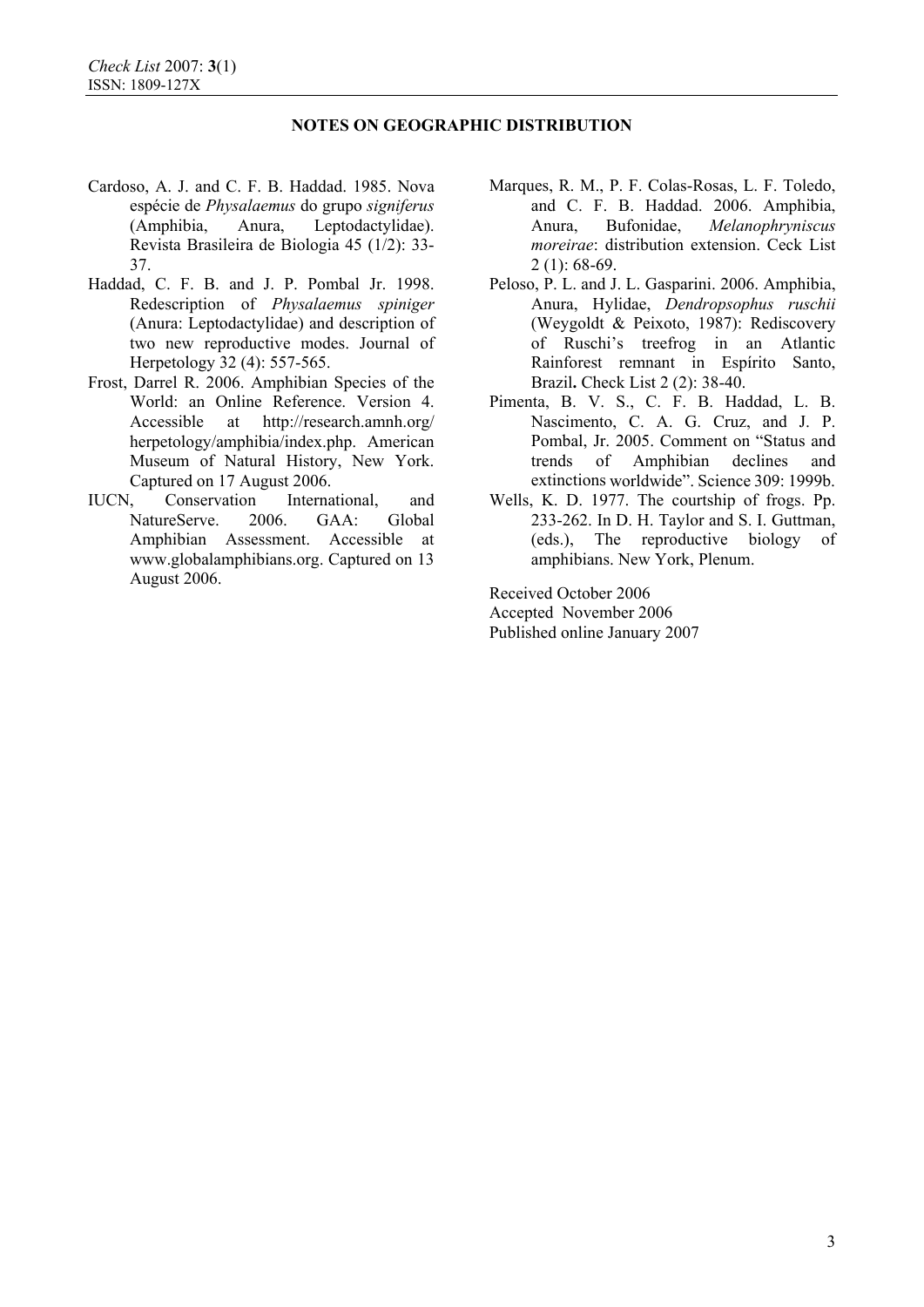Cardoso, A. J. and C. F. B. Haddad. 1985. Nova espécie de *Physalaemus* do grupo *signiferus* (Amphibia, Anura, Leptodactylidae). Revista Brasileira de Biologia 45 (1/2): 33-37.

Haddad, C. F. B. and J. P. Pombal Jr. 1998. Redescription of *Physalaemus spiniger* (Anura: Leptodactylidae) and description of two new reproductive modes. Journal of Herpetology 32 (4): 557-565.

Frost, Darrel R. 2006. Amphibian Species of the World: an Online Reference. Version 4. Accessible at http://research.amnh.org/herpetology/amphibia/index.php. American Museum of Natural History, New York. Captured on 17 August 2006.

IUCN, Conservation International, and NatureServe. 2006. GAA: Global Amphibian Assessment. Accessible at www.globalamphibians.org. Captured on 13 August 2006.

Marques, R. M., P. F. Colas-Rosas, L. F. Toledo, and C. F. B. Haddad. 2006. Amphibia, Anura, Bufonidae, *Melanophryniscus moreirae*: distribution extension. Ceck List 2 (1): 68-69.

Peloso, P. L. and J. L. Gasparini. 2006. Amphibia, Anura, Hylidae, *Dendropsophus ruschii* (Weygoldt & Peixoto, 1987): Rediscovery of Ruschi's treefrog in an Atlantic Rainforest remnant in Espírito Santo, Brazil**.** Check List 2 (2): 38-40.

Pimenta, B. V. S., C. F. B. Haddad, L. B. Nascimento, C. A. G. Cruz, and J. P. Pombal, Jr. 2005. Comment on "Status and trends of Amphibian declines and extinctions worldwide". Science 309: 1999b.

Wells, K. D. 1977. The courtship of frogs. Pp. 233-262. In D. H. Taylor and S. I. Guttman, (eds.), The reproductive biology of amphibians. New York, Plenum.

Received October 2006
Accepted November 2006
Published online January 2007